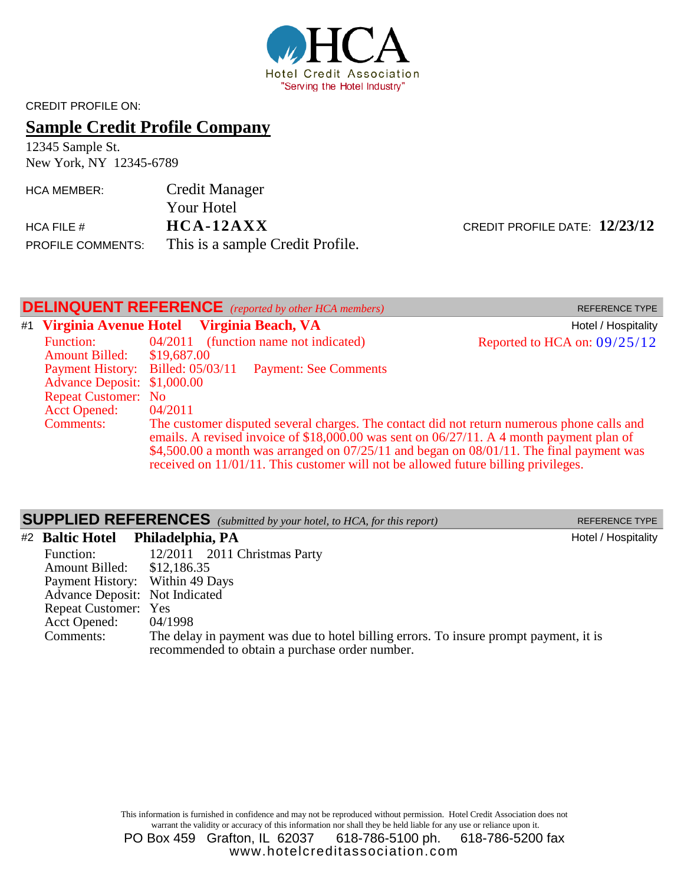# HCA

Hotel Credit Association

"Serving the Hotel Industry"

CREDIT PROFILE ON:

## Sample Credit Profile Company

12345 Sample St.
New York, NY 12345-6789

HCA MEMBER: Credit Manager
Your Hotel

HCA FILE #: **HCA-12AXX**

CREDIT PROFILE DATE: **12/23/12**

PROFILE COMMENTS: This is a sample Credit Profile.

## DELINQUENT REFERENCE *(reported by other HCA members)*

REFERENCE TYPE

#1 **Virginia Avenue Hotel** **Virginia Beach, VA** — Hotel / Hospitality

Reported to HCA on: 09/25/12

- Function: 04/2011 (function name not indicated)
- Amount Billed: $19,687.00
- Payment History: Billed: 05/03/11 Payment: See Comments
- Advance Deposit: $1,000.00
- Repeat Customer: No
- Acct Opened: 04/2011
- Comments: The customer disputed several charges. The contact did not return numerous phone calls and emails. A revised invoice of $18,000.00 was sent on 06/27/11. A 4 month payment plan of $4,500.00 a month was arranged on 07/25/11 and began on 08/01/11. The final payment was received on 11/01/11. This customer will not be allowed future billing privileges.

## SUPPLIED REFERENCES *(submitted by your hotel, to HCA, for this report)*

REFERENCE TYPE

#2 **Baltic Hotel** **Philadelphia, PA** — Hotel / Hospitality

- Function: 12/2011 2011 Christmas Party
- Amount Billed: $12,186.35
- Payment History: Within 49 Days
- Advance Deposit: Not Indicated
- Repeat Customer: Yes
- Acct Opened: 04/1998
- Comments: The delay in payment was due to hotel billing errors. To insure prompt payment, it is recommended to obtain a purchase order number.

This information is furnished in confidence and may not be reproduced without permission. Hotel Credit Association does not warrant the validity or accuracy of this information nor shall they be held liable for any use or reliance upon it.

PO Box 459 Grafton, IL 62037 618-786-5100 ph. 618-786-5200 fax
www.hotelcreditassociation.com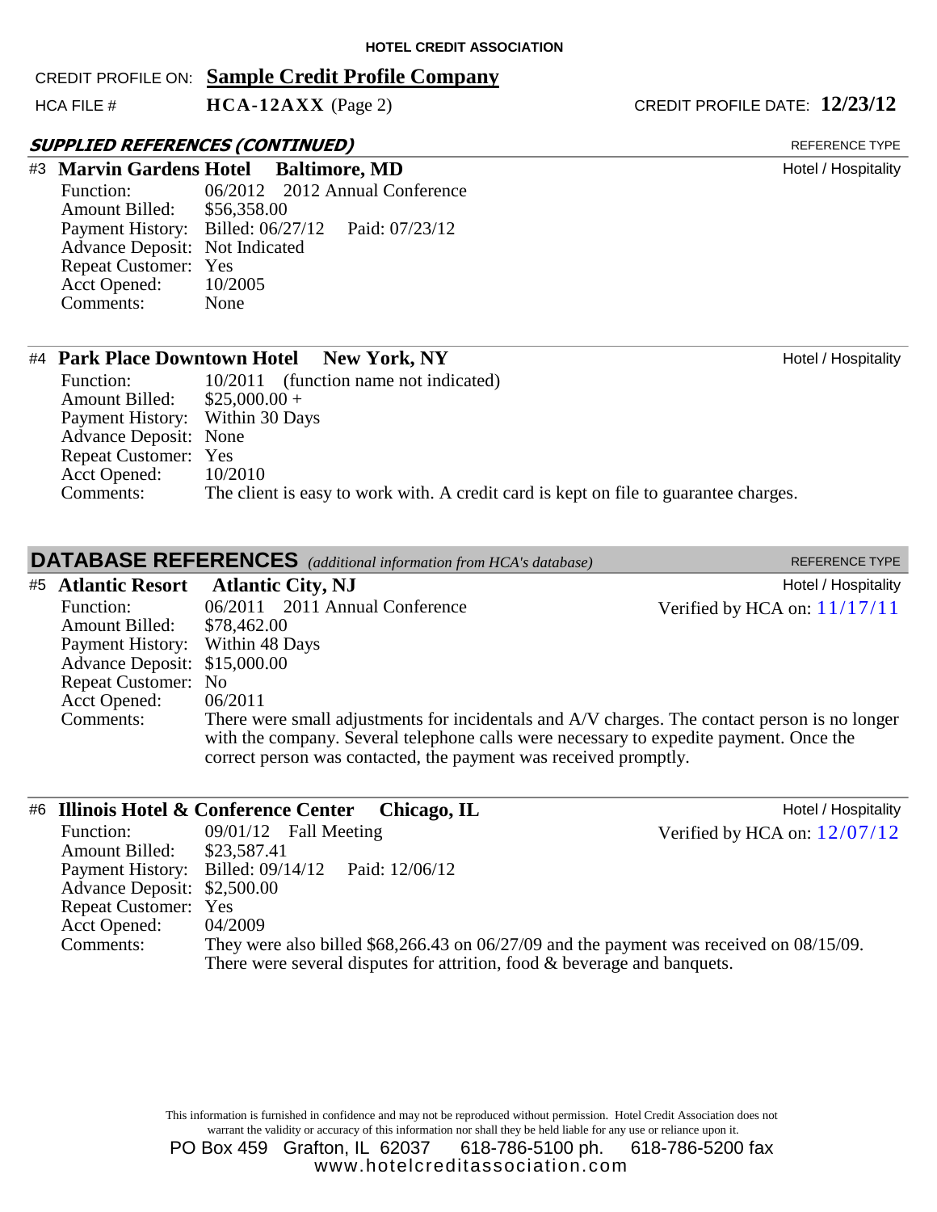**HOTEL CREDIT ASSOCIATION**

CREDIT PROFILE ON: **Sample Credit Profile Company**

HCA FILE # **HCA-12AXX** (Page 2) CREDIT PROFILE DATE: **12/23/12**

## SUPPLIED REFERENCES (CONTINUED)

REFERENCE TYPE

### #3 Marvin Gardens Hotel Baltimore, MD

Hotel / Hospitality

Function: 06/2012 2012 Annual Conference
Amount Billed: $56,358.00
Payment History: Billed: 06/27/12 Paid: 07/23/12
Advance Deposit: Not Indicated
Repeat Customer: Yes
Acct Opened: 10/2005
Comments: None

### #4 Park Place Downtown Hotel New York, NY

Hotel / Hospitality

Function: 10/2011 (function name not indicated)
Amount Billed: $25,000.00 +
Payment History: Within 30 Days
Advance Deposit: None
Repeat Customer: Yes
Acct Opened: 10/2010
Comments: The client is easy to work with. A credit card is kept on file to guarantee charges.

## DATABASE REFERENCES *(additional information from HCA's database)*

REFERENCE TYPE

### #5 Atlantic Resort Atlantic City, NJ

Hotel / Hospitality

Verified by HCA on: 11/17/11

Function: 06/2011 2011 Annual Conference
Amount Billed: $78,462.00
Payment History: Within 48 Days
Advance Deposit: $15,000.00
Repeat Customer: No
Acct Opened: 06/2011
Comments: There were small adjustments for incidentals and A/V charges. The contact person is no longer with the company. Several telephone calls were necessary to expedite payment. Once the correct person was contacted, the payment was received promptly.

### #6 Illinois Hotel & Conference Center Chicago, IL

Hotel / Hospitality

Verified by HCA on: 12/07/12

Function: 09/01/12 Fall Meeting
Amount Billed: $23,587.41
Payment History: Billed: 09/14/12 Paid: 12/06/12
Advance Deposit: $2,500.00
Repeat Customer: Yes
Acct Opened: 04/2009
Comments: They were also billed $68,266.43 on 06/27/09 and the payment was received on 08/15/09. There were several disputes for attrition, food & beverage and banquets.

This information is furnished in confidence and may not be reproduced without permission. Hotel Credit Association does not warrant the validity or accuracy of this information nor shall they be held liable for any use or reliance upon it.

PO Box 459 Grafton, IL 62037 618-786-5100 ph. 618-786-5200 fax
www.hotelcreditassociation.com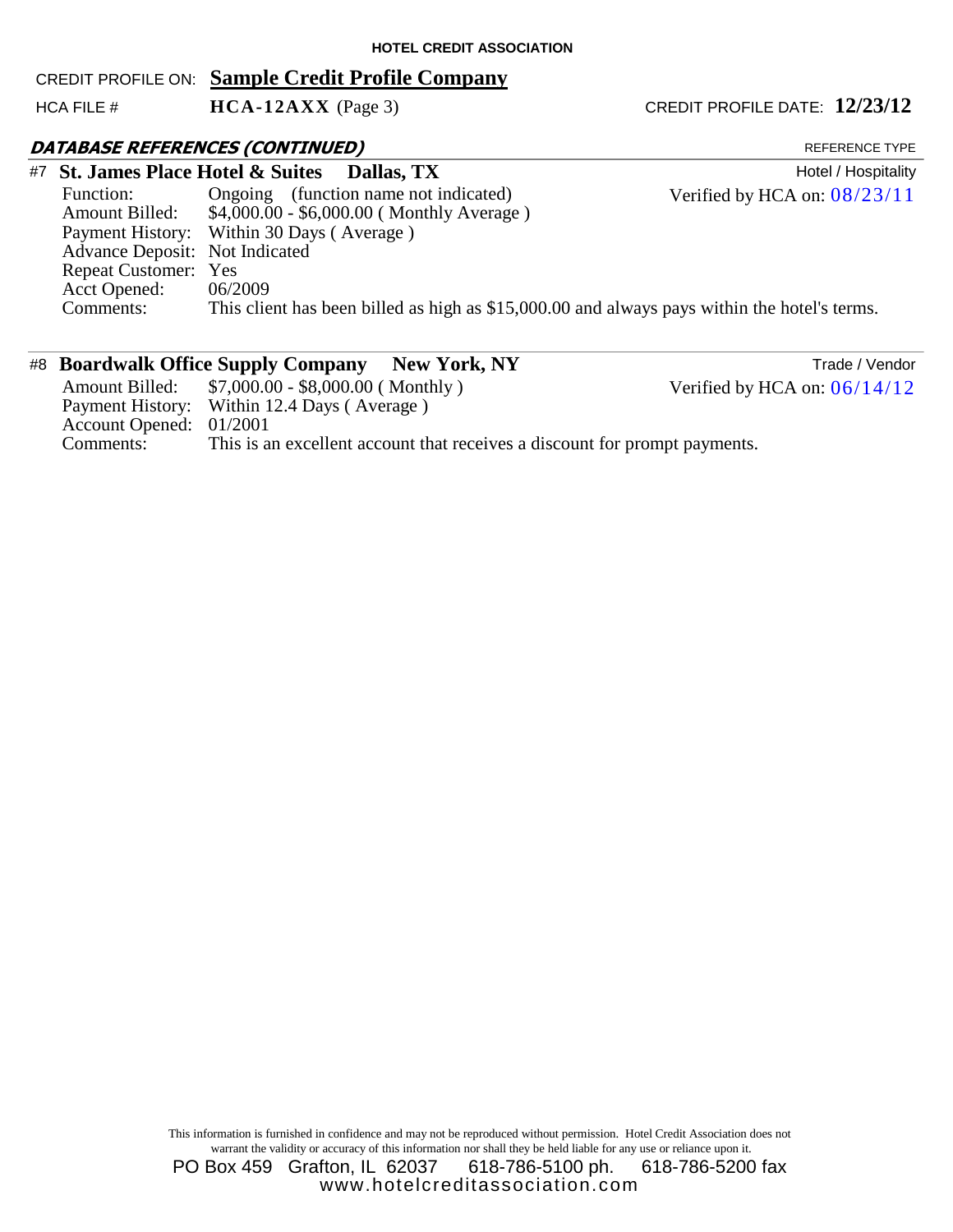**HOTEL CREDIT ASSOCIATION**

CREDIT PROFILE ON: **Sample Credit Profile Company**

HCA FILE # **HCA-12AXX** (Page 3) CREDIT PROFILE DATE: **12/23/12**

## DATABASE REFERENCES (CONTINUED)

REFERENCE TYPE

#7 **St. James Place Hotel & Suites Dallas, TX** — Hotel / Hospitality

Verified by HCA on: 08/23/11

Function: Ongoing (function name not indicated)
Amount Billed: $4,000.00 - $6,000.00 ( Monthly Average )
Payment History: Within 30 Days ( Average )
Advance Deposit: Not Indicated
Repeat Customer: Yes
Acct Opened: 06/2009
Comments: This client has been billed as high as $15,000.00 and always pays within the hotel's terms.

---

#8 **Boardwalk Office Supply Company New York, NY** — Trade / Vendor

Verified by HCA on: 06/14/12

Amount Billed: $7,000.00 - $8,000.00 ( Monthly )
Payment History: Within 12.4 Days ( Average )
Account Opened: 01/2001
Comments: This is an excellent account that receives a discount for prompt payments.

This information is furnished in confidence and may not be reproduced without permission. Hotel Credit Association does not warrant the validity or accuracy of this information nor shall they be held liable for any use or reliance upon it.

PO Box 459 Grafton, IL 62037 618-786-5100 ph. 618-786-5200 fax
www.hotelcreditassociation.com